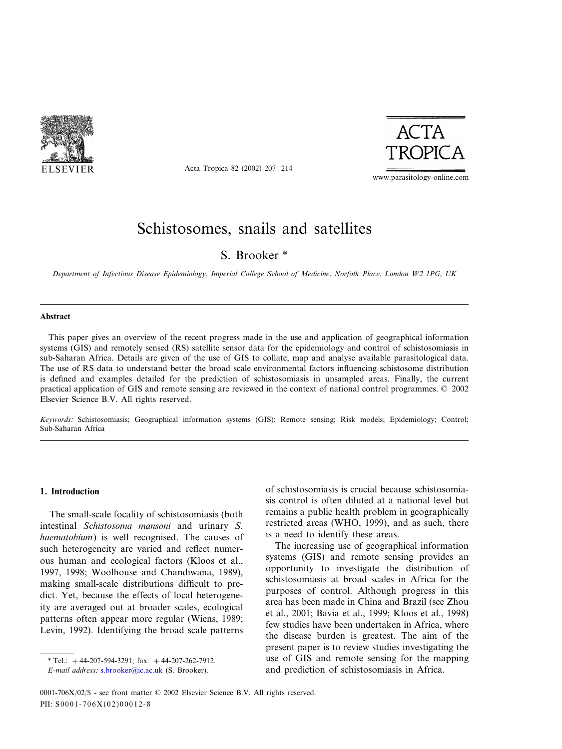# Schistosomes, snails and satellites

S. Brooker *

*Department of Infectious Disease Epidemiology, Imperial College School of Medicine, Norfolk Place, London W2 1PG, UK*

---

**Abstract**

This paper gives an overview of the recent progress made in the use and application of geographical information systems (GIS) and remotely sensed (RS) satellite sensor data for the epidemiology and control of schistosomiasis in sub-Saharan Africa. Details are given of the use of GIS to collate, map and analyse available parasitological data. The use of RS data to understand better the broad scale environmental factors influencing schistosome distribution is defined and examples detailed for the prediction of schistosomiasis in unsampled areas. Finally, the current practical application of GIS and remote sensing are reviewed in the context of national control programmes. © 2002 Elsevier Science B.V. All rights reserved.

*Keywords:* Schistosomiasis; Geographical information systems (GIS); Remote sensing; Risk models; Epidemiology; Control; Sub-Saharan Africa

---

## 1. Introduction

The small-scale focality of schistosomiasis (both intestinal *Schistosoma mansoni* and urinary *S. haematobium*) is well recognised. The causes of such heterogeneity are varied and reflect numerous human and ecological factors (Kloos et al., 1997, 1998; Woolhouse and Chandiwana, 1989), making small-scale distributions difficult to predict. Yet, because the effects of local heterogeneity are averaged out at broader scales, ecological patterns often appear more regular (Wiens, 1989; Levin, 1992). Identifying the broad scale patterns of schistosomiasis is crucial because schistosomiasis control is often diluted at a national level but remains a public health problem in geographically restricted areas (WHO, 1999), and as such, there is a need to identify these areas.

The increasing use of geographical information systems (GIS) and remote sensing provides an opportunity to investigate the distribution of schistosomiasis at broad scales in Africa for the purposes of control. Although progress in this area has been made in China and Brazil (see Zhou et al., 2001; Bavia et al., 1999; Kloos et al., 1998) few studies have been undertaken in Africa, where the disease burden is greatest. The aim of the present paper is to review studies investigating the use of GIS and remote sensing for the mapping and prediction of schistosomiasis in Africa.

---

* Tel.: +44-207-594-3291; fax: +44-207-262-7912.
*E-mail address:* s.brooker@ic.ac.uk (S. Brooker).

0001-706X/02/$ - see front matter © 2002 Elsevier Science B.V. All rights reserved.
PII: S0001-706X(02)00012-8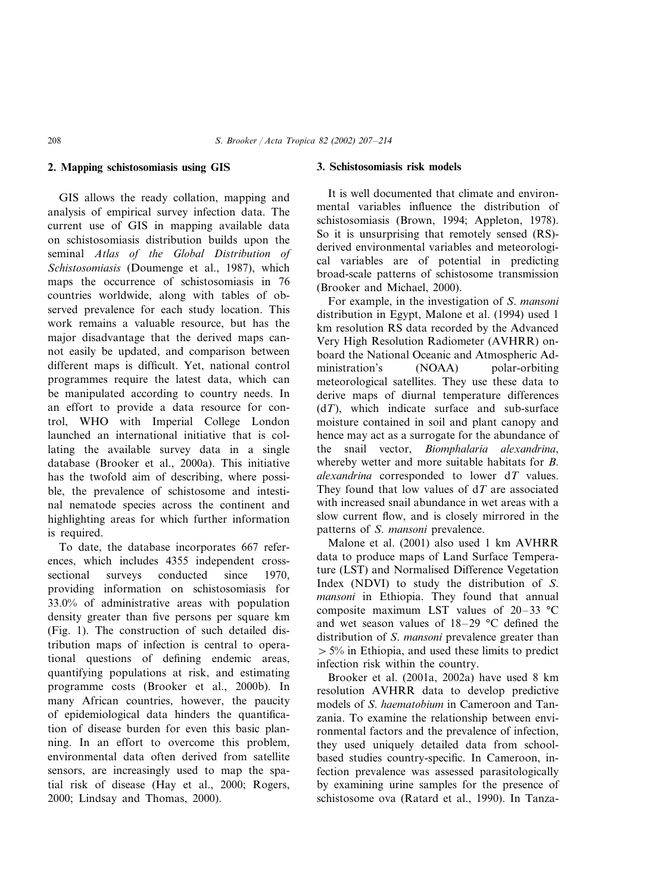## 2. Mapping schistosomiasis using GIS

GIS allows the ready collation, mapping and analysis of empirical survey infection data. The current use of GIS in mapping available data on schistosomiasis distribution builds upon the seminal *Atlas of the Global Distribution of Schistosomiasis* (Doumenge et al., 1987), which maps the occurrence of schistosomiasis in 76 countries worldwide, along with tables of observed prevalence for each study location. This work remains a valuable resource, but has the major disadvantage that the derived maps cannot easily be updated, and comparison between different maps is difficult. Yet, national control programmes require the latest data, which can be manipulated according to country needs. In an effort to provide a data resource for control, WHO with Imperial College London launched an international initiative that is collating the available survey data in a single database (Brooker et al., 2000a). This initiative has the twofold aim of describing, where possible, the prevalence of schistosome and intestinal nematode species across the continent and highlighting areas for which further information is required.

To date, the database incorporates 667 references, which includes 4355 independent cross-sectional surveys conducted since 1970, providing information on schistosomiasis for 33.0% of administrative areas with population density greater than five persons per square km (Fig. 1). The construction of such detailed distribution maps of infection is central to operational questions of defining endemic areas, quantifying populations at risk, and estimating programme costs (Brooker et al., 2000b). In many African countries, however, the paucity of epidemiological data hinders the quantification of disease burden for even this basic planning. In an effort to overcome this problem, environmental data often derived from satellite sensors, are increasingly used to map the spatial risk of disease (Hay et al., 2000; Rogers, 2000; Lindsay and Thomas, 2000).

## 3. Schistosomiasis risk models

It is well documented that climate and environmental variables influence the distribution of schistosomiasis (Brown, 1994; Appleton, 1978). So it is unsurprising that remotely sensed (RS)-derived environmental variables and meteorological variables are of potential in predicting broad-scale patterns of schistosome transmission (Brooker and Michael, 2000).

For example, in the investigation of *S. mansoni* distribution in Egypt, Malone et al. (1994) used 1 km resolution RS data recorded by the Advanced Very High Resolution Radiometer (AVHRR) onboard the National Oceanic and Atmospheric Administration's (NOAA) polar-orbiting meteorological satellites. They use these data to derive maps of diurnal temperature differences ($dT$), which indicate surface and sub-surface moisture contained in soil and plant canopy and hence may act as a surrogate for the abundance of the snail vector, *Biomphalaria alexandrina*, whereby wetter and more suitable habitats for *B. alexandrina* corresponded to lower $dT$ values. They found that low values of $dT$ are associated with increased snail abundance in wet areas with a slow current flow, and is closely mirrored in the patterns of *S. mansoni* prevalence.

Malone et al. (2001) also used 1 km AVHRR data to produce maps of Land Surface Temperature (LST) and Normalised Difference Vegetation Index (NDVI) to study the distribution of *S. mansoni* in Ethiopia. They found that annual composite maximum LST values of 20–33 °C and wet season values of 18–29 °C defined the distribution of *S. mansoni* prevalence greater than $> 5\%$ in Ethiopia, and used these limits to predict infection risk within the country.

Brooker et al. (2001a, 2002a) have used 8 km resolution AVHRR data to develop predictive models of *S. haematobium* in Cameroon and Tanzania. To examine the relationship between environmental factors and the prevalence of infection, they used uniquely detailed data from school-based studies country-specific. In Cameroon, infection prevalence was assessed parasitologically by examining urine samples for the presence of schistosome ova (Ratard et al., 1990). In Tanza-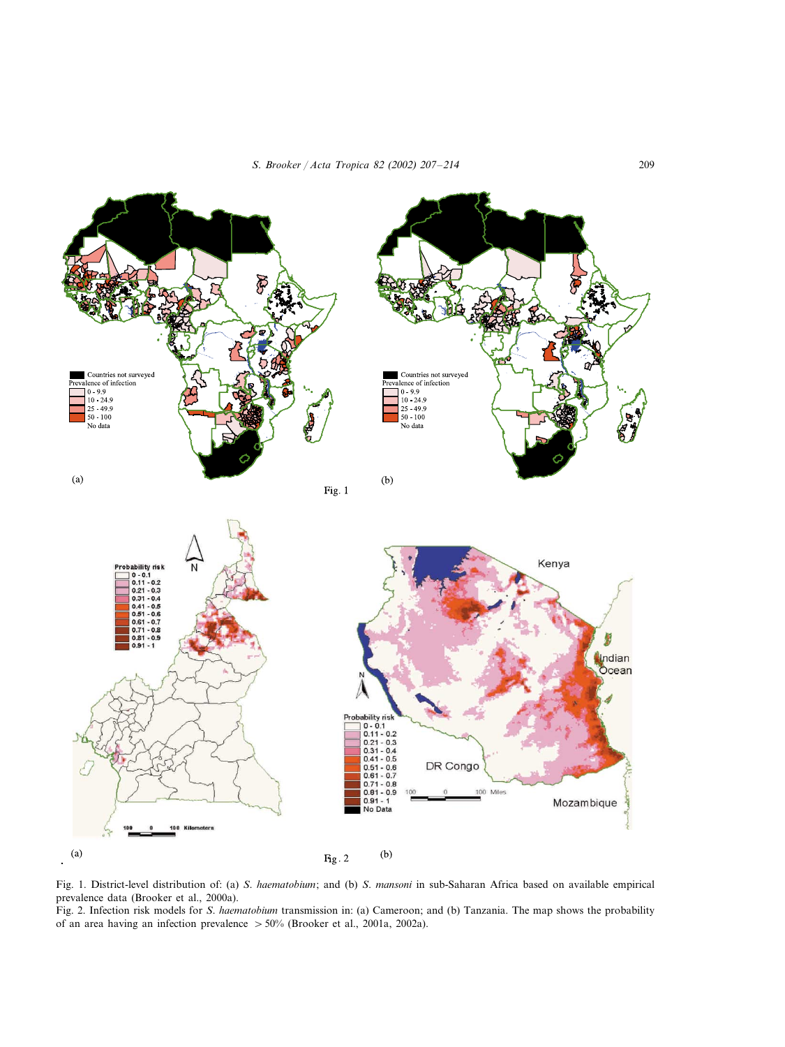Fig. 1. District-level distribution of: (a) *S. haematobium*; and (b) *S. mansoni* in sub-Saharan Africa based on available empirical prevalence data (Brooker et al., 2000a).

Fig. 2. Infection risk models for *S. haematobium* transmission in: (a) Cameroon; and (b) Tanzania. The map shows the probability of an area having an infection prevalence $>50\%$ (Brooker et al., 2001a, 2002a).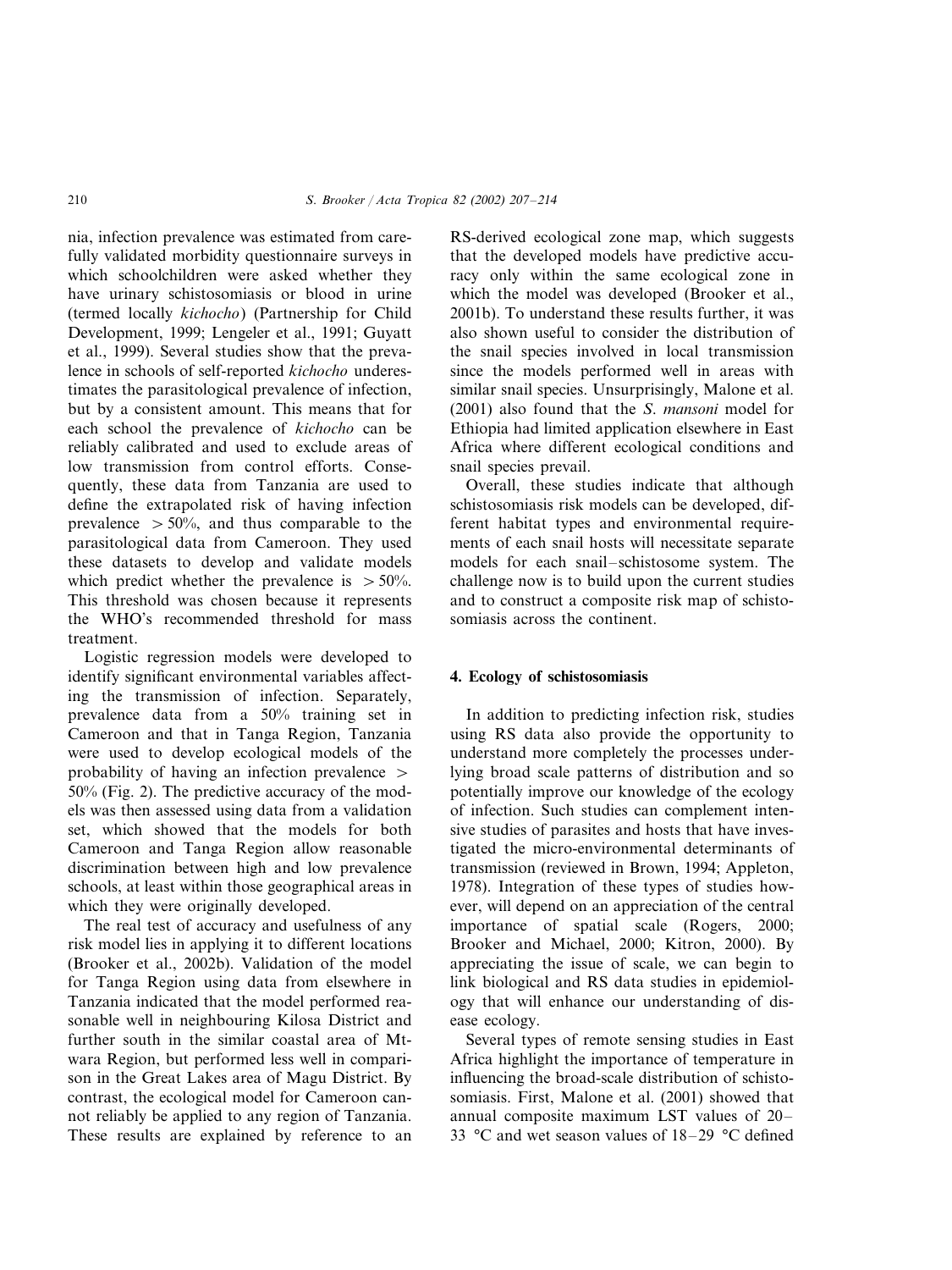nia, infection prevalence was estimated from carefully validated morbidity questionnaire surveys in which schoolchildren were asked whether they have urinary schistosomiasis or blood in urine (termed locally *kichocho*) (Partnership for Child Development, 1999; Lengeler et al., 1991; Guyatt et al., 1999). Several studies show that the prevalence in schools of self-reported *kichocho* underestimates the parasitological prevalence of infection, but by a consistent amount. This means that for each school the prevalence of *kichocho* can be reliably calibrated and used to exclude areas of low transmission from control efforts. Consequently, these data from Tanzania are used to define the extrapolated risk of having infection prevalence $> 50\%$, and thus comparable to the parasitological data from Cameroon. They used these datasets to develop and validate models which predict whether the prevalence is $> 50\%$. This threshold was chosen because it represents the WHO's recommended threshold for mass treatment.

Logistic regression models were developed to identify significant environmental variables affecting the transmission of infection. Separately, prevalence data from a 50% training set in Cameroon and that in Tanga Region, Tanzania were used to develop ecological models of the probability of having an infection prevalence $>$ 50% (Fig. 2). The predictive accuracy of the models was then assessed using data from a validation set, which showed that the models for both Cameroon and Tanga Region allow reasonable discrimination between high and low prevalence schools, at least within those geographical areas in which they were originally developed.

The real test of accuracy and usefulness of any risk model lies in applying it to different locations (Brooker et al., 2002b). Validation of the model for Tanga Region using data from elsewhere in Tanzania indicated that the model performed reasonable well in neighbouring Kilosa District and further south in the similar coastal area of Mtwara Region, but performed less well in comparison in the Great Lakes area of Magu District. By contrast, the ecological model for Cameroon cannot reliably be applied to any region of Tanzania. These results are explained by reference to an RS-derived ecological zone map, which suggests that the developed models have predictive accuracy only within the same ecological zone in which the model was developed (Brooker et al., 2001b). To understand these results further, it was also shown useful to consider the distribution of the snail species involved in local transmission since the models performed well in areas with similar snail species. Unsurprisingly, Malone et al. (2001) also found that the *S. mansoni* model for Ethiopia had limited application elsewhere in East Africa where different ecological conditions and snail species prevail.

Overall, these studies indicate that although schistosomiasis risk models can be developed, different habitat types and environmental requirements of each snail hosts will necessitate separate models for each snail–schistosome system. The challenge now is to build upon the current studies and to construct a composite risk map of schistosomiasis across the continent.

## 4. Ecology of schistosomiasis

In addition to predicting infection risk, studies using RS data also provide the opportunity to understand more completely the processes underlying broad scale patterns of distribution and so potentially improve our knowledge of the ecology of infection. Such studies can complement intensive studies of parasites and hosts that have investigated the micro-environmental determinants of transmission (reviewed in Brown, 1994; Appleton, 1978). Integration of these types of studies however, will depend on an appreciation of the central importance of spatial scale (Rogers, 2000; Brooker and Michael, 2000; Kitron, 2000). By appreciating the issue of scale, we can begin to link biological and RS data studies in epidemiology that will enhance our understanding of disease ecology.

Several types of remote sensing studies in East Africa highlight the importance of temperature in influencing the broad-scale distribution of schistosomiasis. First, Malone et al. (2001) showed that annual composite maximum LST values of 20–33 °C and wet season values of 18–29 °C defined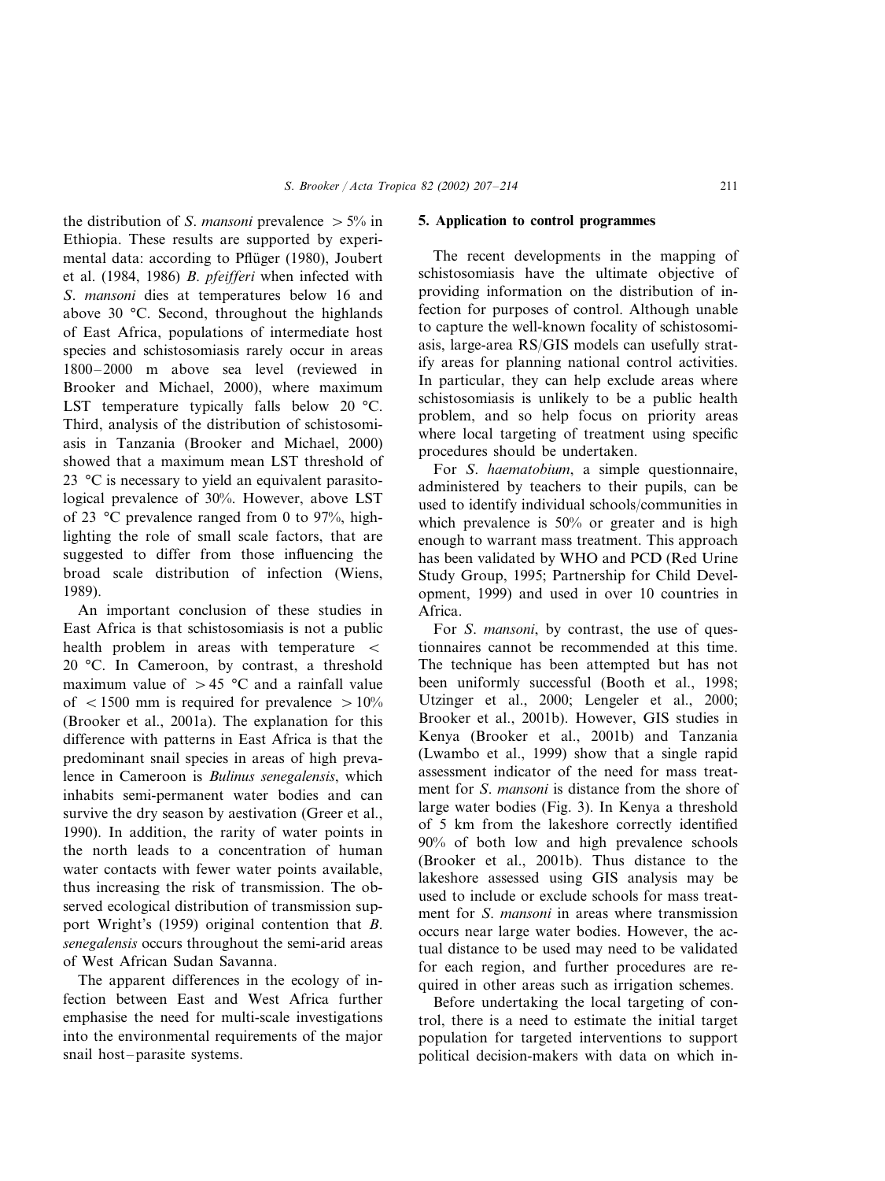the distribution of *S. mansoni* prevalence $> 5\%$ in Ethiopia. These results are supported by experimental data: according to Pflüger (1980), Joubert et al. (1984, 1986) *B. pfeifferi* when infected with *S. mansoni* dies at temperatures below 16 and above 30 °C. Second, throughout the highlands of East Africa, populations of intermediate host species and schistosomiasis rarely occur in areas 1800–2000 m above sea level (reviewed in Brooker and Michael, 2000), where maximum LST temperature typically falls below 20 °C. Third, analysis of the distribution of schistosomiasis in Tanzania (Brooker and Michael, 2000) showed that a maximum mean LST threshold of 23 °C is necessary to yield an equivalent parasitological prevalence of 30%. However, above LST of 23 °C prevalence ranged from 0 to 97%, highlighting the role of small scale factors, that are suggested to differ from those influencing the broad scale distribution of infection (Wiens, 1989).

An important conclusion of these studies in East Africa is that schistosomiasis is not a public health problem in areas with temperature $<$ 20 °C. In Cameroon, by contrast, a threshold maximum value of $> 45$ °C and a rainfall value of $< 1500$ mm is required for prevalence $> 10\%$ (Brooker et al., 2001a). The explanation for this difference with patterns in East Africa is that the predominant snail species in areas of high prevalence in Cameroon is *Bulinus senegalensis*, which inhabits semi-permanent water bodies and can survive the dry season by aestivation (Greer et al., 1990). In addition, the rarity of water points in the north leads to a concentration of human water contacts with fewer water points available, thus increasing the risk of transmission. The observed ecological distribution of transmission support Wright's (1959) original contention that *B. senegalensis* occurs throughout the semi-arid areas of West African Sudan Savanna.

The apparent differences in the ecology of infection between East and West Africa further emphasise the need for multi-scale investigations into the environmental requirements of the major snail host–parasite systems.

## 5. Application to control programmes

The recent developments in the mapping of schistosomiasis have the ultimate objective of providing information on the distribution of infection for purposes of control. Although unable to capture the well-known focality of schistosomiasis, large-area RS/GIS models can usefully stratify areas for planning national control activities. In particular, they can help exclude areas where schistosomiasis is unlikely to be a public health problem, and so help focus on priority areas where local targeting of treatment using specific procedures should be undertaken.

For *S. haematobium*, a simple questionnaire, administered by teachers to their pupils, can be used to identify individual schools/communities in which prevalence is 50% or greater and is high enough to warrant mass treatment. This approach has been validated by WHO and PCD (Red Urine Study Group, 1995; Partnership for Child Development, 1999) and used in over 10 countries in Africa.

For *S. mansoni*, by contrast, the use of questionnaires cannot be recommended at this time. The technique has been attempted but has not been uniformly successful (Booth et al., 1998; Utzinger et al., 2000; Lengeler et al., 2000; Brooker et al., 2001b). However, GIS studies in Kenya (Brooker et al., 2001b) and Tanzania (Lwambo et al., 1999) show that a single rapid assessment indicator of the need for mass treatment for *S. mansoni* is distance from the shore of large water bodies (Fig. 3). In Kenya a threshold of 5 km from the lakeshore correctly identified 90% of both low and high prevalence schools (Brooker et al., 2001b). Thus distance to the lakeshore assessed using GIS analysis may be used to include or exclude schools for mass treatment for *S. mansoni* in areas where transmission occurs near large water bodies. However, the actual distance to be used may need to be validated for each region, and further procedures are required in other areas such as irrigation schemes.

Before undertaking the local targeting of control, there is a need to estimate the initial target population for targeted interventions to support political decision-makers with data on which in-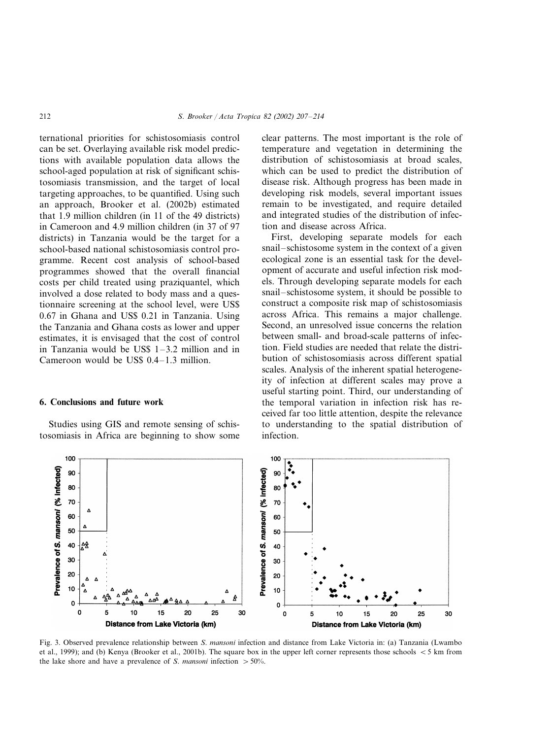ternational priorities for schistosomiasis control can be set. Overlaying available risk model predictions with available population data allows the school-aged population at risk of significant schistosomiasis transmission, and the target of local targeting approaches, to be quantified. Using such an approach, Brooker et al. (2002b) estimated that 1.9 million children (in 11 of the 49 districts) in Cameroon and 4.9 million children (in 37 of 97 districts) in Tanzania would be the target for a school-based national schistosomiasis control programme. Recent cost analysis of school-based programmes showed that the overall financial costs per child treated using praziquantel, which involved a dose related to body mass and a questionnaire screening at the school level, were US$ 0.67 in Ghana and US$ 0.21 in Tanzania. Using the Tanzania and Ghana costs as lower and upper estimates, it is envisaged that the cost of control in Tanzania would be US$ 1–3.2 million and in Cameroon would be US$ 0.4–1.3 million.

## 6. Conclusions and future work

Studies using GIS and remote sensing of schistosomiasis in Africa are beginning to show some clear patterns. The most important is the role of temperature and vegetation in determining the distribution of schistosomiasis at broad scales, which can be used to predict the distribution of disease risk. Although progress has been made in developing risk models, several important issues remain to be investigated, and require detailed and integrated studies of the distribution of infection and disease across Africa.

First, developing separate models for each snail–schistosome system in the context of a given ecological zone is an essential task for the development of accurate and useful infection risk models. Through developing separate models for each snail–schistosome system, it should be possible to construct a composite risk map of schistosomiasis across Africa. This remains a major challenge. Second, an unresolved issue concerns the relation between small- and broad-scale patterns of infection. Field studies are needed that relate the distribution of schistosomiasis across different spatial scales. Analysis of the inherent spatial heterogeneity of infection at different scales may prove a useful starting point. Third, our understanding of the temporal variation in infection risk has received far too little attention, despite the relevance to understanding to the spatial distribution of infection.

Fig. 3. Observed prevalence relationship between *S. mansoni* infection and distance from Lake Victoria in: (a) Tanzania (Lwambo et al., 1999); and (b) Kenya (Brooker et al., 2001b). The square box in the upper left corner represents those schools < 5 km from the lake shore and have a prevalence of *S. mansoni* infection > 50%.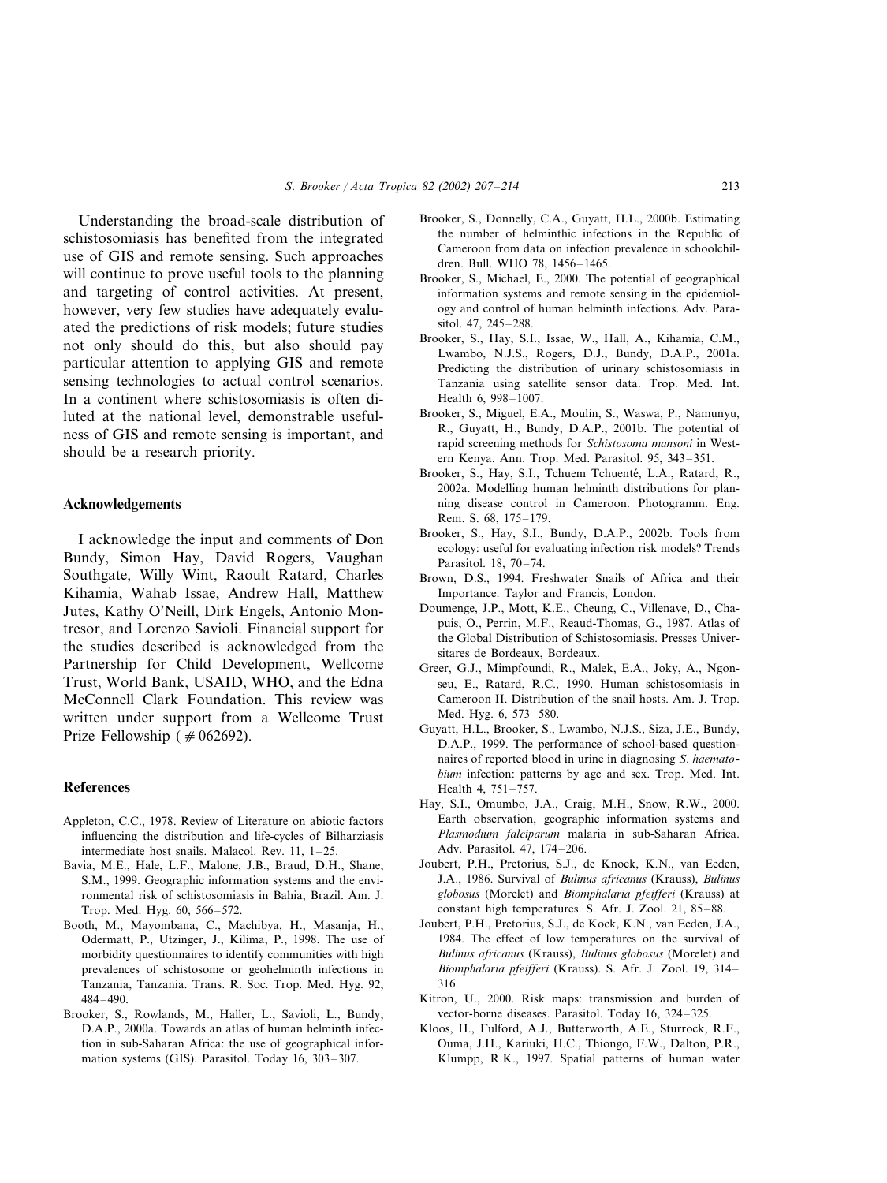Understanding the broad-scale distribution of schistosomiasis has benefited from the integrated use of GIS and remote sensing. Such approaches will continue to prove useful tools to the planning and targeting of control activities. At present, however, very few studies have adequately evaluated the predictions of risk models; future studies not only should do this, but also should pay particular attention to applying GIS and remote sensing technologies to actual control scenarios. In a continent where schistosomiasis is often diluted at the national level, demonstrable usefulness of GIS and remote sensing is important, and should be a research priority.

## Acknowledgements

I acknowledge the input and comments of Don Bundy, Simon Hay, David Rogers, Vaughan Southgate, Willy Wint, Raoult Ratard, Charles Kihamia, Wahab Issae, Andrew Hall, Matthew Jutes, Kathy O'Neill, Dirk Engels, Antonio Montresor, and Lorenzo Savioli. Financial support for the studies described is acknowledged from the Partnership for Child Development, Wellcome Trust, World Bank, USAID, WHO, and the Edna McConnell Clark Foundation. This review was written under support from a Wellcome Trust Prize Fellowship (# 062692).

## References

Appleton, C.C., 1978. Review of Literature on abiotic factors influencing the distribution and life-cycles of Bilharziasis intermediate host snails. Malacol. Rev. 11, 1–25.

Bavia, M.E., Hale, L.F., Malone, J.B., Braud, D.H., Shane, S.M., 1999. Geographic information systems and the environmental risk of schistosomiasis in Bahia, Brazil. Am. J. Trop. Med. Hyg. 60, 566–572.

Booth, M., Mayombana, C., Machibya, H., Masanja, H., Odermatt, P., Utzinger, J., Kilima, P., 1998. The use of morbidity questionnaires to identify communities with high prevalences of schistosome or geohelminth infections in Tanzania, Tanzania. Trans. R. Soc. Trop. Med. Hyg. 92, 484–490.

Brooker, S., Rowlands, M., Haller, L., Savioli, L., Bundy, D.A.P., 2000a. Towards an atlas of human helminth infection in sub-Saharan Africa: the use of geographical information systems (GIS). Parasitol. Today 16, 303–307.

Brooker, S., Donnelly, C.A., Guyatt, H.L., 2000b. Estimating the number of helminthic infections in the Republic of Cameroon from data on infection prevalence in schoolchildren. Bull. WHO 78, 1456–1465.

Brooker, S., Michael, E., 2000. The potential of geographical information systems and remote sensing in the epidemiology and control of human helminth infections. Adv. Parasitol. 47, 245–288.

Brooker, S., Hay, S.I., Issae, W., Hall, A., Kihamia, C.M., Lwambo, N.J.S., Rogers, D.J., Bundy, D.A.P., 2001a. Predicting the distribution of urinary schistosomiasis in Tanzania using satellite sensor data. Trop. Med. Int. Health 6, 998–1007.

Brooker, S., Miguel, E.A., Moulin, S., Waswa, P., Namunyu, R., Guyatt, H., Bundy, D.A.P., 2001b. The potential of rapid screening methods for *Schistosoma mansoni* in Western Kenya. Ann. Trop. Med. Parasitol. 95, 343–351.

Brooker, S., Hay, S.I., Tchuem Tchuenté, L.A., Ratard, R., 2002a. Modelling human helminth distributions for planning disease control in Cameroon. Photogramm. Eng. Rem. S. 68, 175–179.

Brooker, S., Hay, S.I., Bundy, D.A.P., 2002b. Tools from ecology: useful for evaluating infection risk models? Trends Parasitol. 18, 70–74.

Brown, D.S., 1994. Freshwater Snails of Africa and their Importance. Taylor and Francis, London.

Doumenge, J.P., Mott, K.E., Cheung, C., Villenave, D., Chapuis, O., Perrin, M.F., Reaud-Thomas, G., 1987. Atlas of the Global Distribution of Schistosomiasis. Presses Universitaires de Bordeaux, Bordeaux.

Greer, G.J., Mimpfoundi, R., Malek, E.A., Joky, A., Ngonseu, E., Ratard, R.C., 1990. Human schistosomiasis in Cameroon II. Distribution of the snail hosts. Am. J. Trop. Med. Hyg. 6, 573–580.

Guyatt, H.L., Brooker, S., Lwambo, N.J.S., Siza, J.E., Bundy, D.A.P., 1999. The performance of school-based questionnaires of reported blood in urine in diagnosing *S. haematobium* infection: patterns by age and sex. Trop. Med. Int. Health 4, 751–757.

Hay, S.I., Omumbo, J.A., Craig, M.H., Snow, R.W., 2000. Earth observation, geographic information systems and *Plasmodium falciparum* malaria in sub-Saharan Africa. Adv. Parasitol. 47, 174–206.

Joubert, P.H., Pretorius, S.J., de Knock, K.N., van Eeden, J.A., 1986. Survival of *Bulinus africanus* (Krauss), *Bulinus globosus* (Morelet) and *Biomphalaria pfeifferi* (Krauss) at constant high temperatures. S. Afr. J. Zool. 21, 85–88.

Joubert, P.H., Pretorius, S.J., de Kock, K.N., van Eeden, J.A., 1984. The effect of low temperatures on the survival of *Bulinus africanus* (Krauss), *Bulinus globosus* (Morelet) and *Biomphalaria pfeifferi* (Krauss). S. Afr. J. Zool. 19, 314–316.

Kitron, U., 2000. Risk maps: transmission and burden of vector-borne diseases. Parasitol. Today 16, 324–325.

Kloos, H., Fulford, A.J., Butterworth, A.E., Sturrock, R.F., Ouma, J.H., Kariuki, H.C., Thiongo, F.W., Dalton, P.R., Klumpp, R.K., 1997. Spatial patterns of human water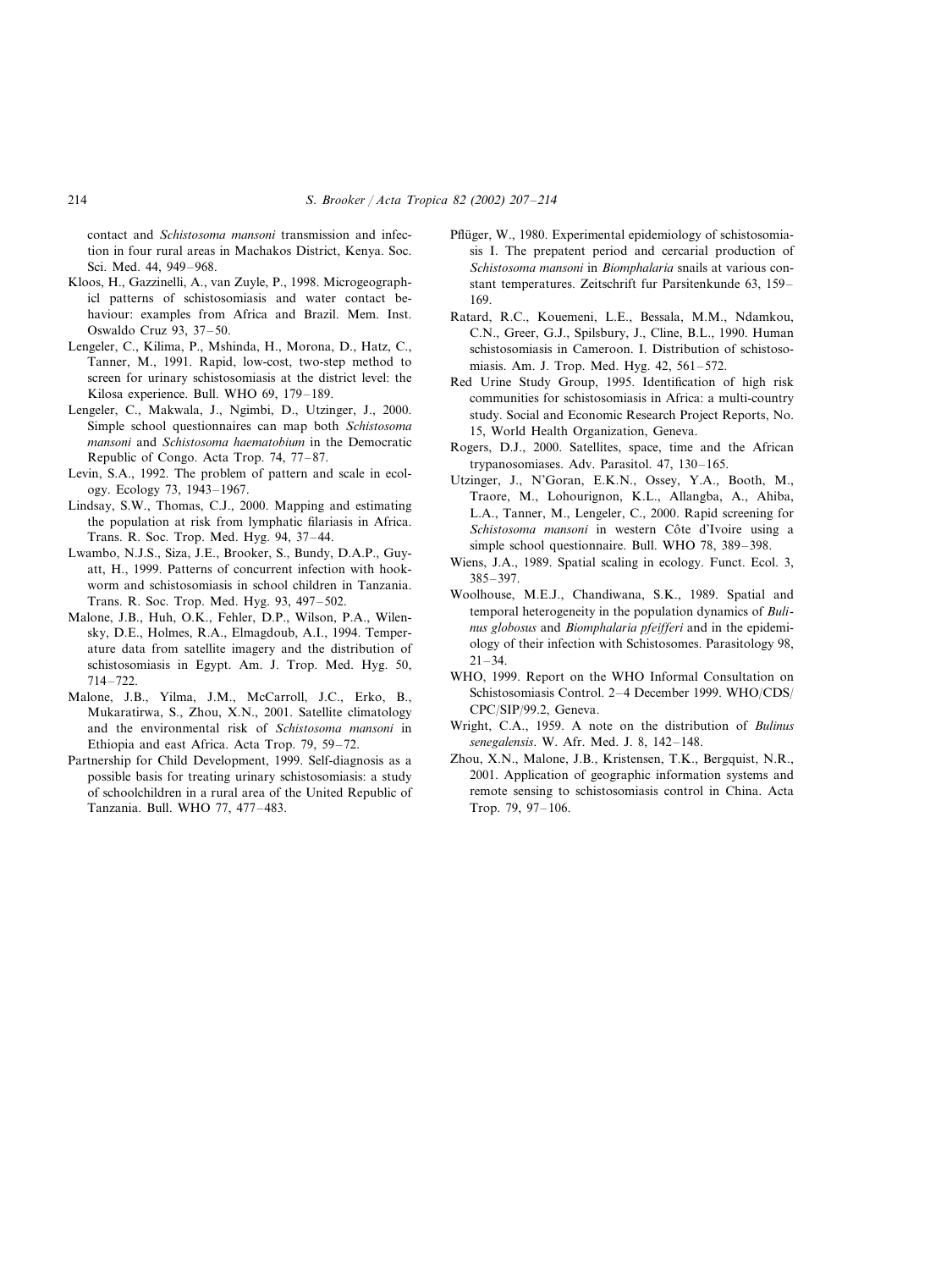contact and *Schistosoma mansoni* transmission and infection in four rural areas in Machakos District, Kenya. Soc. Sci. Med. 44, 949–968.

Kloos, H., Gazzinelli, A., van Zuyle, P., 1998. Microgeographicl patterns of schistosomiasis and water contact behaviour: examples from Africa and Brazil. Mem. Inst. Oswaldo Cruz 93, 37–50.

Lengeler, C., Kilima, P., Mshinda, H., Morona, D., Hatz, C., Tanner, M., 1991. Rapid, low-cost, two-step method to screen for urinary schistosomiasis at the district level: the Kilosa experience. Bull. WHO 69, 179–189.

Lengeler, C., Makwala, J., Ngimbi, D., Utzinger, J., 2000. Simple school questionnaires can map both *Schistosoma mansoni* and *Schistosoma haematobium* in the Democratic Republic of Congo. Acta Trop. 74, 77–87.

Levin, S.A., 1992. The problem of pattern and scale in ecology. Ecology 73, 1943–1967.

Lindsay, S.W., Thomas, C.J., 2000. Mapping and estimating the population at risk from lymphatic filariasis in Africa. Trans. R. Soc. Trop. Med. Hyg. 94, 37–44.

Lwambo, N.J.S., Siza, J.E., Brooker, S., Bundy, D.A.P., Guyatt, H., 1999. Patterns of concurrent infection with hookworm and schistosomiasis in school children in Tanzania. Trans. R. Soc. Trop. Med. Hyg. 93, 497–502.

Malone, J.B., Huh, O.K., Fehler, D.P., Wilson, P.A., Wilensky, D.E., Holmes, R.A., Elmagdoub, A.I., 1994. Temperature data from satellite imagery and the distribution of schistosomiasis in Egypt. Am. J. Trop. Med. Hyg. 50, 714–722.

Malone, J.B., Yilma, J.M., McCarroll, J.C., Erko, B., Mukaratirwa, S., Zhou, X.N., 2001. Satellite climatology and the environmental risk of *Schistosoma mansoni* in Ethiopia and east Africa. Acta Trop. 79, 59–72.

Partnership for Child Development, 1999. Self-diagnosis as a possible basis for treating urinary schistosomiasis: a study of schoolchildren in a rural area of the United Republic of Tanzania. Bull. WHO 77, 477–483.

Pflüger, W., 1980. Experimental epidemiology of schistosomiasis I. The prepatent period and cercarial production of *Schistosoma mansoni* in *Biomphalaria* snails at various constant temperatures. Zeitschrift fur Parsitenkunde 63, 159–169.

Ratard, R.C., Kouemeni, L.E., Bessala, M.M., Ndamkou, C.N., Greer, G.J., Spilsbury, J., Cline, B.L., 1990. Human schistosomiasis in Cameroon. I. Distribution of schistosomiasis. Am. J. Trop. Med. Hyg. 42, 561–572.

Red Urine Study Group, 1995. Identification of high risk communities for schistosomiasis in Africa: a multi-country study. Social and Economic Research Project Reports, No. 15, World Health Organization, Geneva.

Rogers, D.J., 2000. Satellites, space, time and the African trypanosomiases. Adv. Parasitol. 47, 130–165.

Utzinger, J., N'Goran, E.K.N., Ossey, Y.A., Booth, M., Traore, M., Lohourignon, K.L., Allangba, A., Ahiba, L.A., Tanner, M., Lengeler, C., 2000. Rapid screening for *Schistosoma mansoni* in western Côte d'Ivoire using a simple school questionnaire. Bull. WHO 78, 389–398.

Wiens, J.A., 1989. Spatial scaling in ecology. Funct. Ecol. 3, 385–397.

Woolhouse, M.E.J., Chandiwana, S.K., 1989. Spatial and temporal heterogeneity in the population dynamics of *Bulinus globosus* and *Biomphalaria pfeifferi* and in the epidemiology of their infection with Schistosomes. Parasitology 98, 21–34.

WHO, 1999. Report on the WHO Informal Consultation on Schistosomiasis Control. 2–4 December 1999. WHO/CDS/CPC/SIP/99.2, Geneva.

Wright, C.A., 1959. A note on the distribution of *Bulinus senegalensis*. W. Afr. Med. J. 8, 142–148.

Zhou, X.N., Malone, J.B., Kristensen, T.K., Bergquist, N.R., 2001. Application of geographic information systems and remote sensing to schistosomiasis control in China. Acta Trop. 79, 97–106.